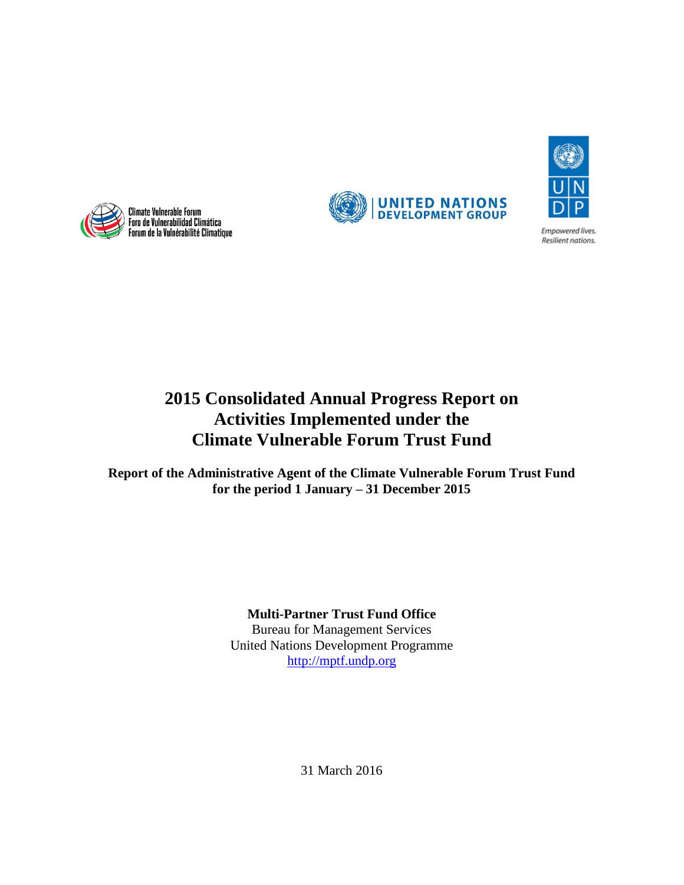Climate Vulnerable Forum
Foro de Vulnerabilidad Climática
Forum de la Vulnérabilité Climatique

UNITED NATIONS
DEVELOPMENT GROUP

UN
DP

Empowered lives.
Resilient nations.

# 2015 Consolidated Annual Progress Report on Activities Implemented under the Climate Vulnerable Forum Trust Fund

**Report of the Administrative Agent of the Climate Vulnerable Forum Trust Fund for the period 1 January – 31 December 2015**

**Multi-Partner Trust Fund Office**
Bureau for Management Services
United Nations Development Programme
http://mptf.undp.org

31 March 2016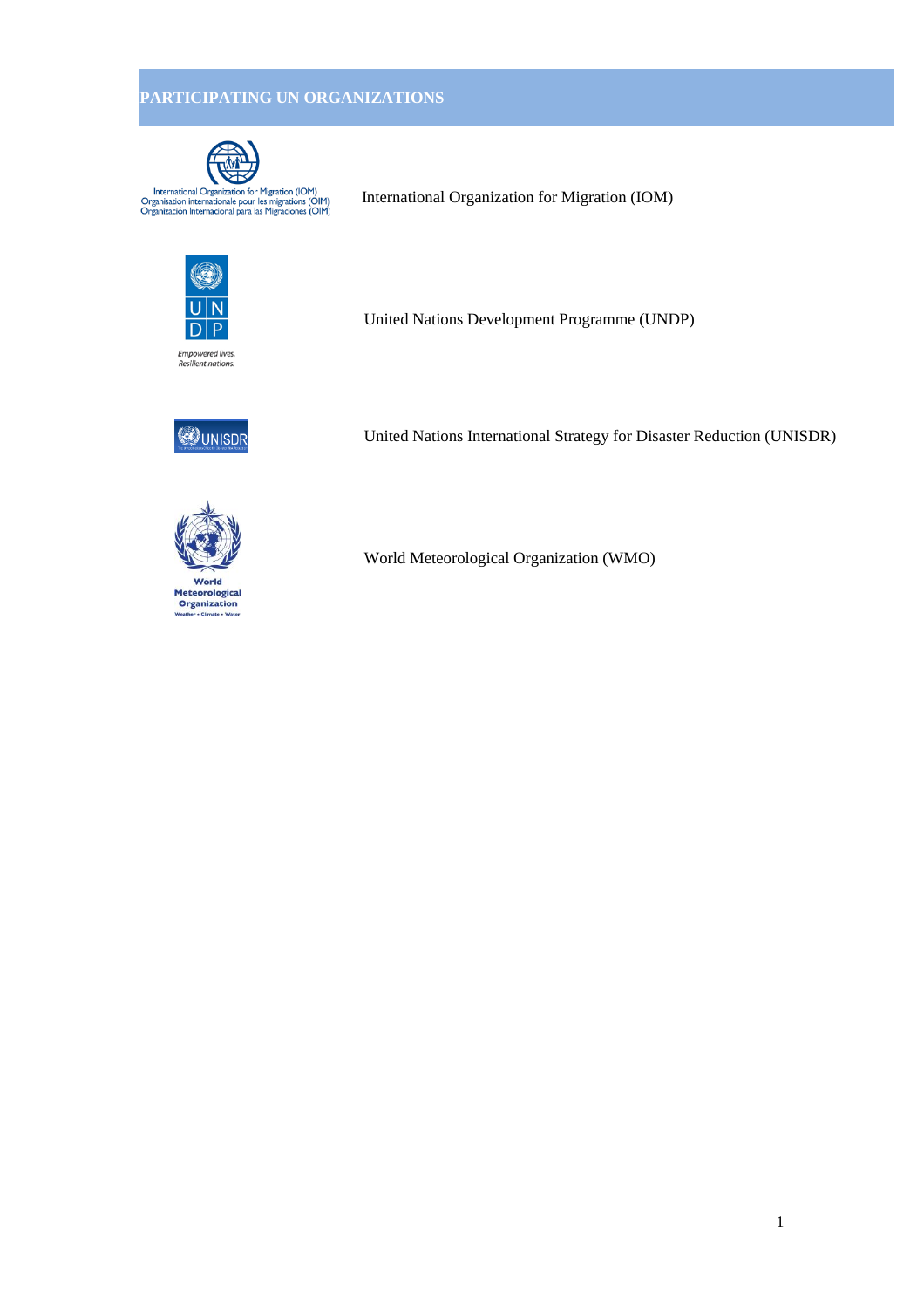## PARTICIPATING UN ORGANIZATIONS

International Organization for Migration (IOM)

United Nations Development Programme (UNDP)

United Nations International Strategy for Disaster Reduction (UNISDR)

World Meteorological Organization (WMO)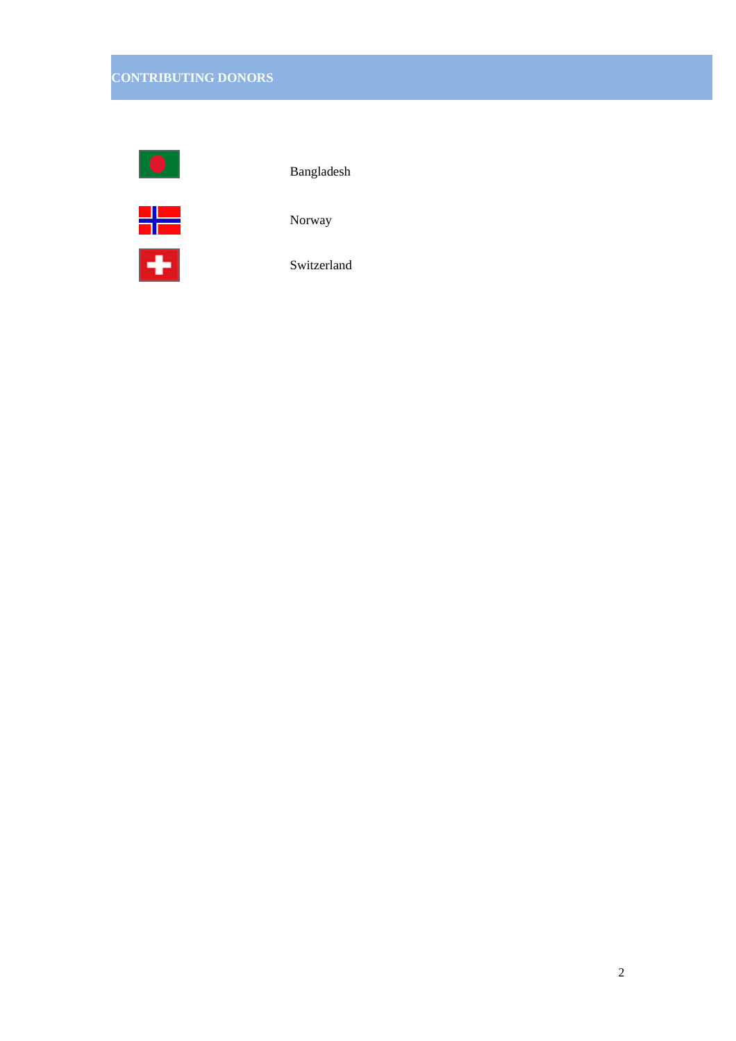## CONTRIBUTING DONORS

Bangladesh

Norway

Switzerland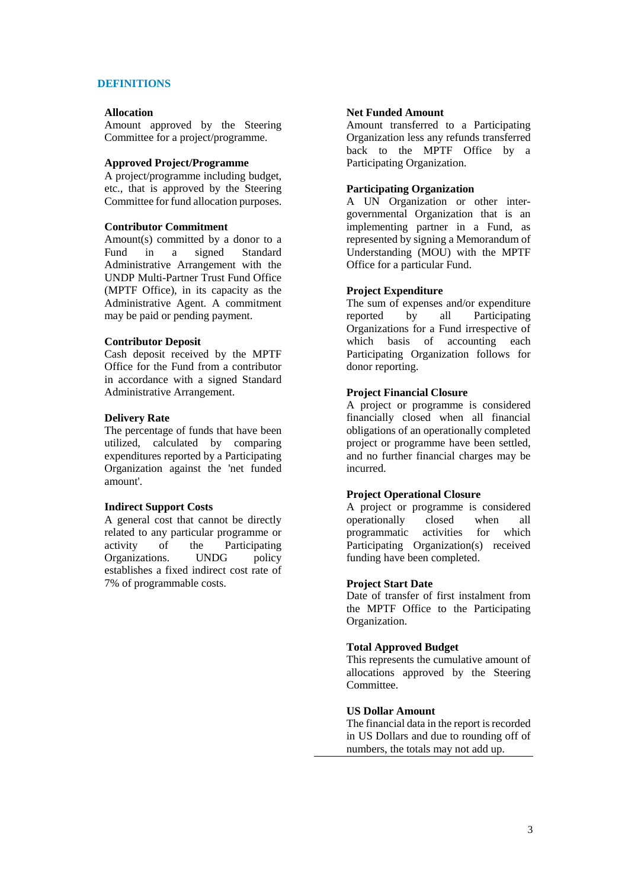## DEFINITIONS

**Allocation**
Amount approved by the Steering Committee for a project/programme.

**Approved Project/Programme**
A project/programme including budget, etc., that is approved by the Steering Committee for fund allocation purposes.

**Contributor Commitment**
Amount(s) committed by a donor to a Fund in a signed Standard Administrative Arrangement with the UNDP Multi-Partner Trust Fund Office (MPTF Office), in its capacity as the Administrative Agent. A commitment may be paid or pending payment.

**Contributor Deposit**
Cash deposit received by the MPTF Office for the Fund from a contributor in accordance with a signed Standard Administrative Arrangement.

**Delivery Rate**
The percentage of funds that have been utilized, calculated by comparing expenditures reported by a Participating Organization against the 'net funded amount'.

**Indirect Support Costs**
A general cost that cannot be directly related to any particular programme or activity of the Participating Organizations. UNDG policy establishes a fixed indirect cost rate of 7% of programmable costs.

**Net Funded Amount**
Amount transferred to a Participating Organization less any refunds transferred back to the MPTF Office by a Participating Organization.

**Participating Organization**
A UN Organization or other inter-governmental Organization that is an implementing partner in a Fund, as represented by signing a Memorandum of Understanding (MOU) with the MPTF Office for a particular Fund.

**Project Expenditure**
The sum of expenses and/or expenditure reported by all Participating Organizations for a Fund irrespective of which basis of accounting each Participating Organization follows for donor reporting.

**Project Financial Closure**
A project or programme is considered financially closed when all financial obligations of an operationally completed project or programme have been settled, and no further financial charges may be incurred.

**Project Operational Closure**
A project or programme is considered operationally closed when all programmatic activities for which Participating Organization(s) received funding have been completed.

**Project Start Date**
Date of transfer of first instalment from the MPTF Office to the Participating Organization.

**Total Approved Budget**
This represents the cumulative amount of allocations approved by the Steering Committee.

**US Dollar Amount**
The financial data in the report is recorded in US Dollars and due to rounding off of numbers, the totals may not add up.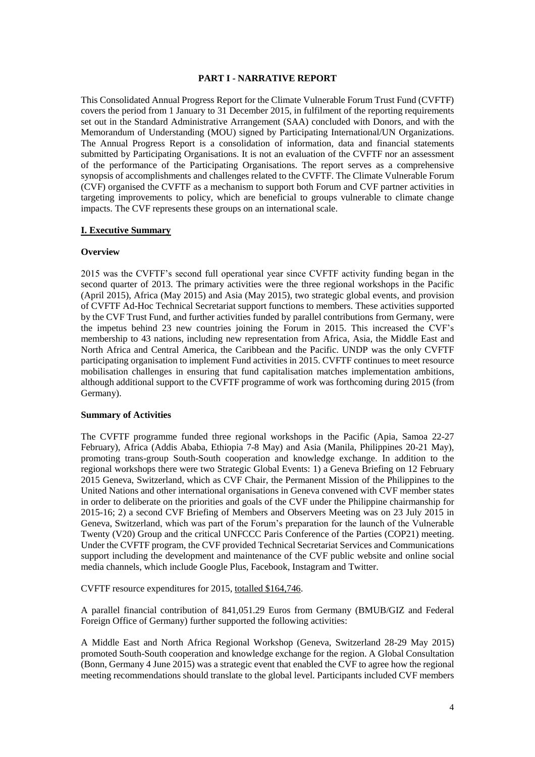**PART I - NARRATIVE REPORT**

This Consolidated Annual Progress Report for the Climate Vulnerable Forum Trust Fund (CVFTF) covers the period from 1 January to 31 December 2015, in fulfilment of the reporting requirements set out in the Standard Administrative Arrangement (SAA) concluded with Donors, and with the Memorandum of Understanding (MOU) signed by Participating International/UN Organizations. The Annual Progress Report is a consolidation of information, data and financial statements submitted by Participating Organisations. It is not an evaluation of the CVFTF nor an assessment of the performance of the Participating Organisations. The report serves as a comprehensive synopsis of accomplishments and challenges related to the CVFTF. The Climate Vulnerable Forum (CVF) organised the CVFTF as a mechanism to support both Forum and CVF partner activities in targeting improvements to policy, which are beneficial to groups vulnerable to climate change impacts. The CVF represents these groups on an international scale.

## I. Executive Summary

### Overview

2015 was the CVFTF's second full operational year since CVFTF activity funding began in the second quarter of 2013. The primary activities were the three regional workshops in the Pacific (April 2015), Africa (May 2015) and Asia (May 2015), two strategic global events, and provision of CVFTF Ad-Hoc Technical Secretariat support functions to members. These activities supported by the CVF Trust Fund, and further activities funded by parallel contributions from Germany, were the impetus behind 23 new countries joining the Forum in 2015. This increased the CVF's membership to 43 nations, including new representation from Africa, Asia, the Middle East and North Africa and Central America, the Caribbean and the Pacific. UNDP was the only CVFTF participating organisation to implement Fund activities in 2015. CVFTF continues to meet resource mobilisation challenges in ensuring that fund capitalisation matches implementation ambitions, although additional support to the CVFTF programme of work was forthcoming during 2015 (from Germany).

### Summary of Activities

The CVFTF programme funded three regional workshops in the Pacific (Apia, Samoa 22-27 February), Africa (Addis Ababa, Ethiopia 7-8 May) and Asia (Manila, Philippines 20-21 May), promoting trans-group South-South cooperation and knowledge exchange. In addition to the regional workshops there were two Strategic Global Events: 1) a Geneva Briefing on 12 February 2015 Geneva, Switzerland, which as CVF Chair, the Permanent Mission of the Philippines to the United Nations and other international organisations in Geneva convened with CVF member states in order to deliberate on the priorities and goals of the CVF under the Philippine chairmanship for 2015-16; 2) a second CVF Briefing of Members and Observers Meeting was on 23 July 2015 in Geneva, Switzerland, which was part of the Forum's preparation for the launch of the Vulnerable Twenty (V20) Group and the critical UNFCCC Paris Conference of the Parties (COP21) meeting. Under the CVFTF program, the CVF provided Technical Secretariat Services and Communications support including the development and maintenance of the CVF public website and online social media channels, which include Google Plus, Facebook, Instagram and Twitter.

CVFTF resource expenditures for 2015, totalled $164,746.

A parallel financial contribution of 841,051.29 Euros from Germany (BMUB/GIZ and Federal Foreign Office of Germany) further supported the following activities:

A Middle East and North Africa Regional Workshop (Geneva, Switzerland 28-29 May 2015) promoted South-South cooperation and knowledge exchange for the region. A Global Consultation (Bonn, Germany 4 June 2015) was a strategic event that enabled the CVF to agree how the regional meeting recommendations should translate to the global level. Participants included CVF members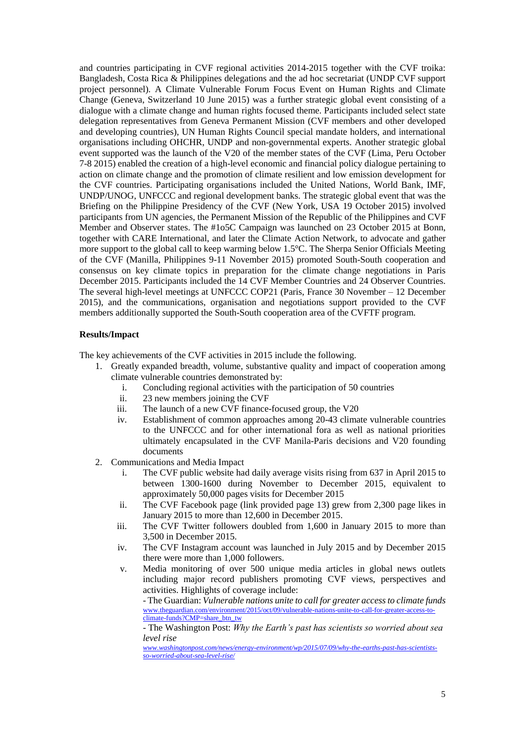and countries participating in CVF regional activities 2014-2015 together with the CVF troika: Bangladesh, Costa Rica & Philippines delegations and the ad hoc secretariat (UNDP CVF support project personnel). A Climate Vulnerable Forum Focus Event on Human Rights and Climate Change (Geneva, Switzerland 10 June 2015) was a further strategic global event consisting of a dialogue with a climate change and human rights focused theme. Participants included select state delegation representatives from Geneva Permanent Mission (CVF members and other developed and developing countries), UN Human Rights Council special mandate holders, and international organisations including OHCHR, UNDP and non-governmental experts. Another strategic global event supported was the launch of the V20 of the member states of the CVF (Lima, Peru October 7-8 2015) enabled the creation of a high-level economic and financial policy dialogue pertaining to action on climate change and the promotion of climate resilient and low emission development for the CVF countries. Participating organisations included the United Nations, World Bank, IMF, UNDP/UNOG, UNFCCC and regional development banks. The strategic global event that was the Briefing on the Philippine Presidency of the CVF (New York, USA 19 October 2015) involved participants from UN agencies, the Permanent Mission of the Republic of the Philippines and CVF Member and Observer states. The #1o5C Campaign was launched on 23 October 2015 at Bonn, together with CARE International, and later the Climate Action Network, to advocate and gather more support to the global call to keep warming below 1.5°C. The Sherpa Senior Officials Meeting of the CVF (Manilla, Philippines 9-11 November 2015) promoted South-South cooperation and consensus on key climate topics in preparation for the climate change negotiations in Paris December 2015. Participants included the 14 CVF Member Countries and 24 Observer Countries. The several high-level meetings at UNFCCC COP21 (Paris, France 30 November – 12 December 2015), and the communications, organisation and negotiations support provided to the CVF members additionally supported the South-South cooperation area of the CVFTF program.

**Results/Impact**

The key achievements of the CVF activities in 2015 include the following.

1. Greatly expanded breadth, volume, substantive quality and impact of cooperation among climate vulnerable countries demonstrated by:
    i. Concluding regional activities with the participation of 50 countries
    ii. 23 new members joining the CVF
    iii. The launch of a new CVF finance-focused group, the V20
    iv. Establishment of common approaches among 20-43 climate vulnerable countries to the UNFCCC and for other international fora as well as national priorities ultimately encapsulated in the CVF Manila-Paris decisions and V20 founding documents
2. Communications and Media Impact
    i. The CVF public website had daily average visits rising from 637 in April 2015 to between 1300-1600 during November to December 2015, equivalent to approximately 50,000 pages visits for December 2015
    ii. The CVF Facebook page (link provided page 13) grew from 2,300 page likes in January 2015 to more than 12,600 in December 2015.
    iii. The CVF Twitter followers doubled from 1,600 in January 2015 to more than 3,500 in December 2015.
    iv. The CVF Instagram account was launched in July 2015 and by December 2015 there were more than 1,000 followers.
    v. Media monitoring of over 500 unique media articles in global news outlets including major record publishers promoting CVF views, perspectives and activities. Highlights of coverage include:

       - The Guardian: *Vulnerable nations unite to call for greater access to climate funds*
       www.theguardian.com/environment/2015/oct/09/vulnerable-nations-unite-to-call-for-greater-access-to-climate-funds?CMP=share_btn_tw

       - The Washington Post: *Why the Earth's past has scientists so worried about sea level rise*
       *www.washingtonpost.com/news/energy-environment/wp/2015/07/09/why-the-earths-past-has-scientists-so-worried-about-sea-level-rise/*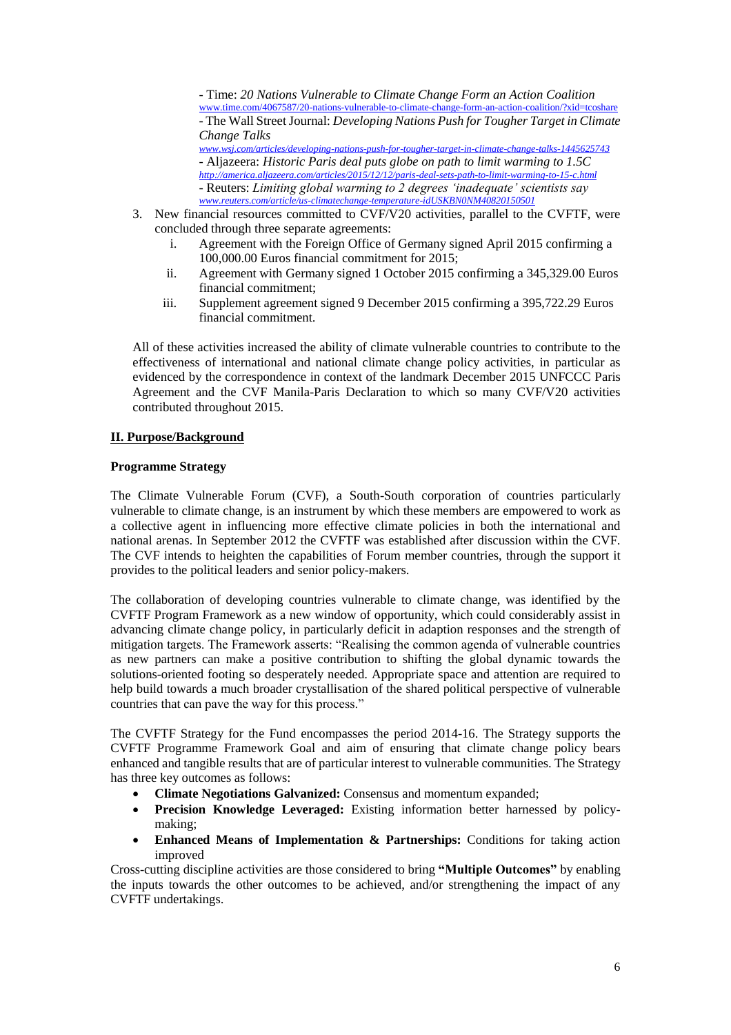- Time: *20 Nations Vulnerable to Climate Change Form an Action Coalition*
www.time.com/4067587/20-nations-vulnerable-to-climate-change-form-an-action-coalition/?xid=tcoshare
- The Wall Street Journal: *Developing Nations Push for Tougher Target in Climate Change Talks*
*www.wsj.com/articles/developing-nations-push-for-tougher-target-in-climate-change-talks-1445625743*
- Aljazeera: *Historic Paris deal puts globe on path to limit warming to 1.5C*
*http://america.aljazeera.com/articles/2015/12/12/paris-deal-sets-path-to-limit-warming-to-15-c.html*
- Reuters: *Limiting global warming to 2 degrees 'inadequate' scientists say*
*www.reuters.com/article/us-climatechange-temperature-idUSKBN0NM40820150501*

3. New financial resources committed to CVF/V20 activities, parallel to the CVFTF, were concluded through three separate agreements:
   i. Agreement with the Foreign Office of Germany signed April 2015 confirming a 100,000.00 Euros financial commitment for 2015;
   ii. Agreement with Germany signed 1 October 2015 confirming a 345,329.00 Euros financial commitment;
   iii. Supplement agreement signed 9 December 2015 confirming a 395,722.29 Euros financial commitment.

All of these activities increased the ability of climate vulnerable countries to contribute to the effectiveness of international and national climate change policy activities, in particular as evidenced by the correspondence in context of the landmark December 2015 UNFCCC Paris Agreement and the CVF Manila-Paris Declaration to which so many CVF/V20 activities contributed throughout 2015.

## II. Purpose/Background

### Programme Strategy

The Climate Vulnerable Forum (CVF), a South-South corporation of countries particularly vulnerable to climate change, is an instrument by which these members are empowered to work as a collective agent in influencing more effective climate policies in both the international and national arenas. In September 2012 the CVFTF was established after discussion within the CVF. The CVF intends to heighten the capabilities of Forum member countries, through the support it provides to the political leaders and senior policy-makers.

The collaboration of developing countries vulnerable to climate change, was identified by the CVFTF Program Framework as a new window of opportunity, which could considerably assist in advancing climate change policy, in particularly deficit in adaption responses and the strength of mitigation targets. The Framework asserts: "Realising the common agenda of vulnerable countries as new partners can make a positive contribution to shifting the global dynamic towards the solutions-oriented footing so desperately needed. Appropriate space and attention are required to help build towards a much broader crystallisation of the shared political perspective of vulnerable countries that can pave the way for this process."

The CVFTF Strategy for the Fund encompasses the period 2014-16. The Strategy supports the CVFTF Programme Framework Goal and aim of ensuring that climate change policy bears enhanced and tangible results that are of particular interest to vulnerable communities. The Strategy has three key outcomes as follows:

- **Climate Negotiations Galvanized:** Consensus and momentum expanded;
- **Precision Knowledge Leveraged:** Existing information better harnessed by policy-making;
- **Enhanced Means of Implementation & Partnerships:** Conditions for taking action improved

Cross-cutting discipline activities are those considered to bring **"Multiple Outcomes"** by enabling the inputs towards the other outcomes to be achieved, and/or strengthening the impact of any CVFTF undertakings.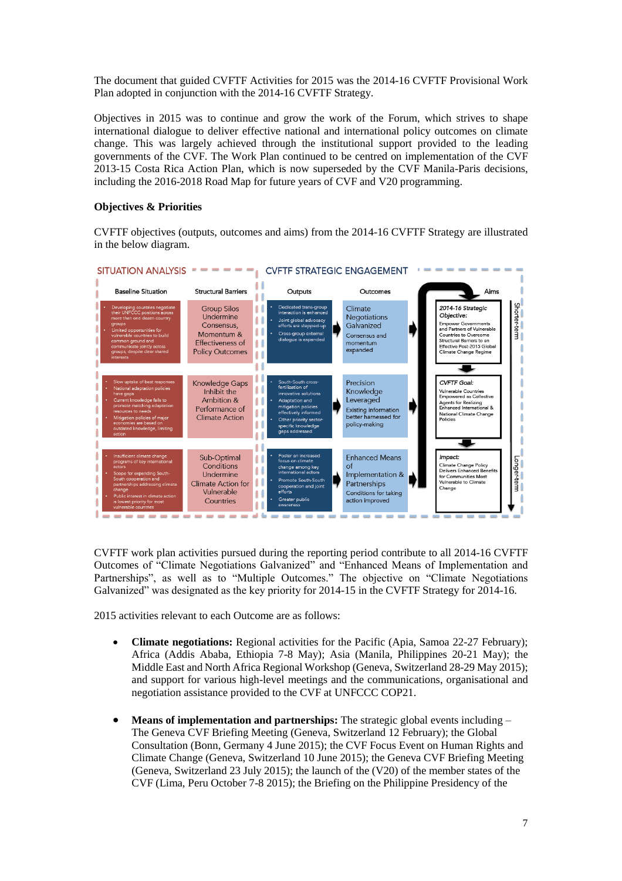The document that guided CVFTF Activities for 2015 was the 2014-16 CVFTF Provisional Work Plan adopted in conjunction with the 2014-16 CVFTF Strategy.

Objectives in 2015 was to continue and grow the work of the Forum, which strives to shape international dialogue to deliver effective national and international policy outcomes on climate change. This was largely achieved through the institutional support provided to the leading governments of the CVF. The Work Plan continued to be centred on implementation of the CVF 2013-15 Costa Rica Action Plan, which is now superseded by the CVF Manila-Paris decisions, including the 2016-2018 Road Map for future years of CVF and V20 programming.

**Objectives & Priorities**

CVFTF objectives (outputs, outcomes and aims) from the 2014-16 CVFTF Strategy are illustrated in the below diagram.

SITUATION ANALYSIS

CVFTF STRATEGIC ENGAGEMENT

Baseline Situation

Structural Barriers

Outputs

Outcomes

Aims

Shorter-term

Longer-term

- Developing countries negotiate their UNFCCC positions across more than one dozen country groups
- Limited opportunities for vulnerable countries to build common ground and communicate jointly across groups, despite clear shared interests

Group Silos Undermine Consensus, Momentum & Effectiveness of Policy Outcomes

- Dedicated trans-group interaction is enhanced
- Joint global advocacy efforts are stepped-up
- Cross-group external dialogue is expanded

Climate Negotiations Galvanized

Consensus and momentum expanded

- Slow uptake of best responses
- National adaptation policies have gaps
- Current knowledge fails to promote matching adaptation resources to needs
- Mitigation policies of major economies are based on outdated knowledge, limiting action

Knowledge Gaps Inhibit the Ambition & Performance of Climate Action

- South-South cross-fertilization of innovative solutions
- Adaptation and mitigation policies effectively informed
- Other priority sector-specific knowledge gaps addressed

Precision Knowledge Leveraged

Existing information better harnessed for policy-making

- Insufficient climate change programs of key international actors
- Scope for expanding South-South cooperation and partnerships addressing climate change
- Public interest in climate action is lowest priority for most vulnerable countries

Sub-Optimal Conditions Undermine Climate Action for Vulnerable Countries

- Foster an increased focus on climate change among key international actors
- Promote South-South cooperation and joint efforts
- Greater public awareness

Enhanced Means of Implementation & Partnerships

Conditions for taking action improved

*2014-16 Strategic Objective:*
Empower Governments and Partners of Vulnerable Countries to Overcome Structural Barriers to an Effective Post-2015 Global Climate Change Regime

*CVFTF Goal:*
Vulnerable Countries Empowered as Collective Agents for Realizing Enhanced International & National Climate Change Policies

*Impact:*
Climate Change Policy Delivers Enhanced Benefits for Communities Most Vulnerable to Climate Change

CVFTF work plan activities pursued during the reporting period contribute to all 2014-16 CVFTF Outcomes of "Climate Negotiations Galvanized" and "Enhanced Means of Implementation and Partnerships", as well as to "Multiple Outcomes." The objective on "Climate Negotiations Galvanized" was designated as the key priority for 2014-15 in the CVFTF Strategy for 2014-16.

2015 activities relevant to each Outcome are as follows:

- **Climate negotiations:** Regional activities for the Pacific (Apia, Samoa 22-27 February); Africa (Addis Ababa, Ethiopia 7-8 May); Asia (Manila, Philippines 20-21 May); the Middle East and North Africa Regional Workshop (Geneva, Switzerland 28-29 May 2015); and support for various high-level meetings and the communications, organisational and negotiation assistance provided to the CVF at UNFCCC COP21.

- **Means of implementation and partnerships:** The strategic global events including – The Geneva CVF Briefing Meeting (Geneva, Switzerland 12 February); the Global Consultation (Bonn, Germany 4 June 2015); the CVF Focus Event on Human Rights and Climate Change (Geneva, Switzerland 10 June 2015); the Geneva CVF Briefing Meeting (Geneva, Switzerland 23 July 2015); the launch of the (V20) of the member states of the CVF (Lima, Peru October 7-8 2015); the Briefing on the Philippine Presidency of the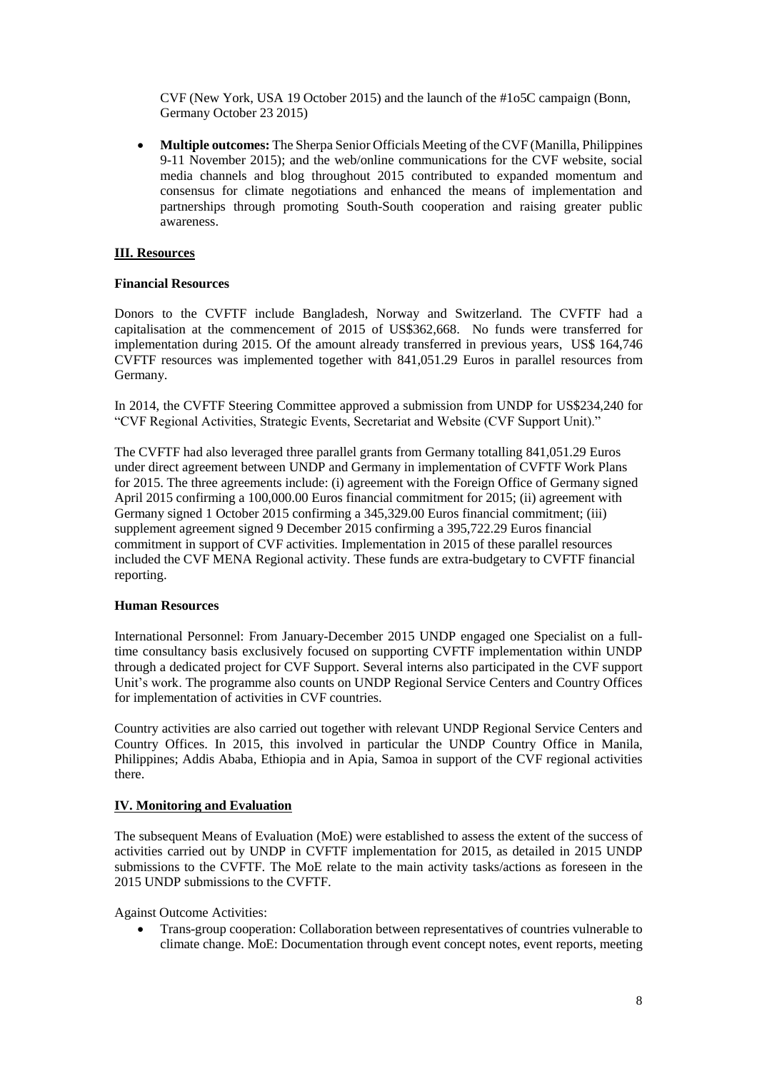CVF (New York, USA 19 October 2015) and the launch of the #1o5C campaign (Bonn, Germany October 23 2015)

- **Multiple outcomes:** The Sherpa Senior Officials Meeting of the CVF (Manilla, Philippines 9-11 November 2015); and the web/online communications for the CVF website, social media channels and blog throughout 2015 contributed to expanded momentum and consensus for climate negotiations and enhanced the means of implementation and partnerships through promoting South-South cooperation and raising greater public awareness.

## III. Resources

### Financial Resources

Donors to the CVFTF include Bangladesh, Norway and Switzerland. The CVFTF had a capitalisation at the commencement of 2015 of US$362,668. No funds were transferred for implementation during 2015. Of the amount already transferred in previous years, US$ 164,746 CVFTF resources was implemented together with 841,051.29 Euros in parallel resources from Germany.

In 2014, the CVFTF Steering Committee approved a submission from UNDP for US$234,240 for "CVF Regional Activities, Strategic Events, Secretariat and Website (CVF Support Unit)."

The CVFTF had also leveraged three parallel grants from Germany totalling 841,051.29 Euros under direct agreement between UNDP and Germany in implementation of CVFTF Work Plans for 2015. The three agreements include: (i) agreement with the Foreign Office of Germany signed April 2015 confirming a 100,000.00 Euros financial commitment for 2015; (ii) agreement with Germany signed 1 October 2015 confirming a 345,329.00 Euros financial commitment; (iii) supplement agreement signed 9 December 2015 confirming a 395,722.29 Euros financial commitment in support of CVF activities. Implementation in 2015 of these parallel resources included the CVF MENA Regional activity. These funds are extra-budgetary to CVFTF financial reporting.

### Human Resources

International Personnel: From January-December 2015 UNDP engaged one Specialist on a full-time consultancy basis exclusively focused on supporting CVFTF implementation within UNDP through a dedicated project for CVF Support. Several interns also participated in the CVF support Unit's work. The programme also counts on UNDP Regional Service Centers and Country Offices for implementation of activities in CVF countries.

Country activities are also carried out together with relevant UNDP Regional Service Centers and Country Offices. In 2015, this involved in particular the UNDP Country Office in Manila, Philippines; Addis Ababa, Ethiopia and in Apia, Samoa in support of the CVF regional activities there.

## IV. Monitoring and Evaluation

The subsequent Means of Evaluation (MoE) were established to assess the extent of the success of activities carried out by UNDP in CVFTF implementation for 2015, as detailed in 2015 UNDP submissions to the CVFTF. The MoE relate to the main activity tasks/actions as foreseen in the 2015 UNDP submissions to the CVFTF.

Against Outcome Activities:

- Trans-group cooperation: Collaboration between representatives of countries vulnerable to climate change. MoE: Documentation through event concept notes, event reports, meeting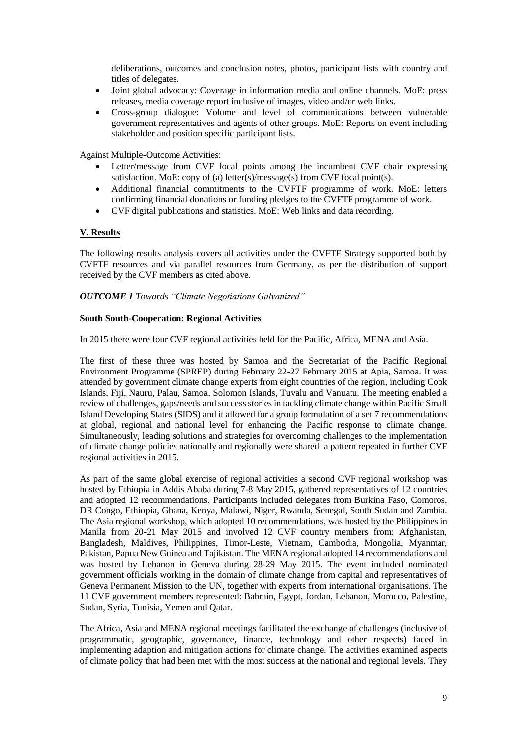deliberations, outcomes and conclusion notes, photos, participant lists with country and titles of delegates.

- Joint global advocacy: Coverage in information media and online channels. MoE: press releases, media coverage report inclusive of images, video and/or web links.
- Cross-group dialogue: Volume and level of communications between vulnerable government representatives and agents of other groups. MoE: Reports on event including stakeholder and position specific participant lists.

Against Multiple-Outcome Activities:

- Letter/message from CVF focal points among the incumbent CVF chair expressing satisfaction. MoE: copy of (a) letter(s)/message(s) from CVF focal point(s).
- Additional financial commitments to the CVFTF programme of work. MoE: letters confirming financial donations or funding pledges to the CVFTF programme of work.
- CVF digital publications and statistics. MoE: Web links and data recording.

## V. Results

The following results analysis covers all activities under the CVFTF Strategy supported both by CVFTF resources and via parallel resources from Germany, as per the distribution of support received by the CVF members as cited above.

***OUTCOME 1** Towards "Climate Negotiations Galvanized"*

**South South-Cooperation: Regional Activities**

In 2015 there were four CVF regional activities held for the Pacific, Africa, MENA and Asia.

The first of these three was hosted by Samoa and the Secretariat of the Pacific Regional Environment Programme (SPREP) during February 22-27 February 2015 at Apia, Samoa. It was attended by government climate change experts from eight countries of the region, including Cook Islands, Fiji, Nauru, Palau, Samoa, Solomon Islands, Tuvalu and Vanuatu. The meeting enabled a review of challenges, gaps/needs and success stories in tackling climate change within Pacific Small Island Developing States (SIDS) and it allowed for a group formulation of a set 7 recommendations at global, regional and national level for enhancing the Pacific response to climate change. Simultaneously, leading solutions and strategies for overcoming challenges to the implementation of climate change policies nationally and regionally were shared–a pattern repeated in further CVF regional activities in 2015.

As part of the same global exercise of regional activities a second CVF regional workshop was hosted by Ethiopia in Addis Ababa during 7-8 May 2015, gathered representatives of 12 countries and adopted 12 recommendations. Participants included delegates from Burkina Faso, Comoros, DR Congo, Ethiopia, Ghana, Kenya, Malawi, Niger, Rwanda, Senegal, South Sudan and Zambia. The Asia regional workshop, which adopted 10 recommendations, was hosted by the Philippines in Manila from 20-21 May 2015 and involved 12 CVF country members from: Afghanistan, Bangladesh, Maldives, Philippines, Timor-Leste, Vietnam, Cambodia, Mongolia, Myanmar, Pakistan, Papua New Guinea and Tajikistan. The MENA regional adopted 14 recommendations and was hosted by Lebanon in Geneva during 28-29 May 2015. The event included nominated government officials working in the domain of climate change from capital and representatives of Geneva Permanent Mission to the UN, together with experts from international organisations. The 11 CVF government members represented: Bahrain, Egypt, Jordan, Lebanon, Morocco, Palestine, Sudan, Syria, Tunisia, Yemen and Qatar.

The Africa, Asia and MENA regional meetings facilitated the exchange of challenges (inclusive of programmatic, geographic, governance, finance, technology and other respects) faced in implementing adaption and mitigation actions for climate change. The activities examined aspects of climate policy that had been met with the most success at the national and regional levels. They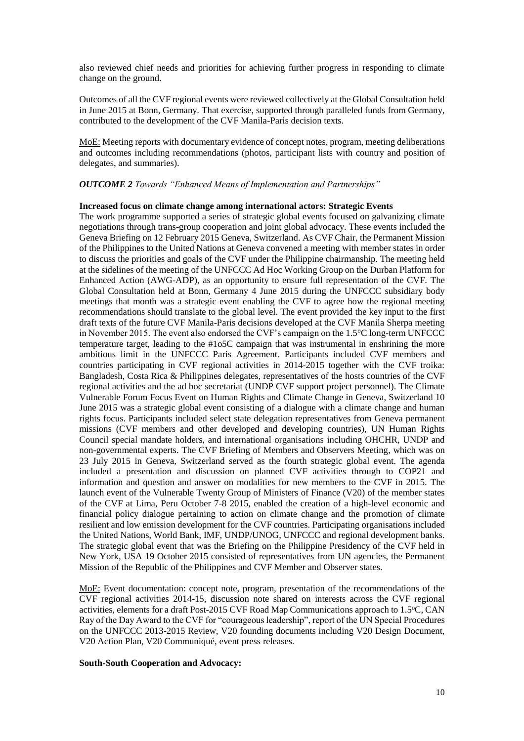also reviewed chief needs and priorities for achieving further progress in responding to climate change on the ground.

Outcomes of all the CVF regional events were reviewed collectively at the Global Consultation held in June 2015 at Bonn, Germany. That exercise, supported through paralleled funds from Germany, contributed to the development of the CVF Manila-Paris decision texts.

<u>MoE:</u> Meeting reports with documentary evidence of concept notes, program, meeting deliberations and outcomes including recommendations (photos, participant lists with country and position of delegates, and summaries).

***OUTCOME 2*** *Towards "Enhanced Means of Implementation and Partnerships"*

**Increased focus on climate change among international actors: Strategic Events**

The work programme supported a series of strategic global events focused on galvanizing climate negotiations through trans-group cooperation and joint global advocacy. These events included the Geneva Briefing on 12 February 2015 Geneva, Switzerland. As CVF Chair, the Permanent Mission of the Philippines to the United Nations at Geneva convened a meeting with member states in order to discuss the priorities and goals of the CVF under the Philippine chairmanship. The meeting held at the sidelines of the meeting of the UNFCCC Ad Hoc Working Group on the Durban Platform for Enhanced Action (AWG-ADP), as an opportunity to ensure full representation of the CVF. The Global Consultation held at Bonn, Germany 4 June 2015 during the UNFCCC subsidiary body meetings that month was a strategic event enabling the CVF to agree how the regional meeting recommendations should translate to the global level. The event provided the key input to the first draft texts of the future CVF Manila-Paris decisions developed at the CVF Manila Sherpa meeting in November 2015. The event also endorsed the CVF's campaign on the 1.5°C long-term UNFCCC temperature target, leading to the #1o5C campaign that was instrumental in enshrining the more ambitious limit in the UNFCCC Paris Agreement. Participants included CVF members and countries participating in CVF regional activities in 2014-2015 together with the CVF troika: Bangladesh, Costa Rica & Philippines delegates, representatives of the hosts countries of the CVF regional activities and the ad hoc secretariat (UNDP CVF support project personnel). The Climate Vulnerable Forum Focus Event on Human Rights and Climate Change in Geneva, Switzerland 10 June 2015 was a strategic global event consisting of a dialogue with a climate change and human rights focus. Participants included select state delegation representatives from Geneva permanent missions (CVF members and other developed and developing countries), UN Human Rights Council special mandate holders, and international organisations including OHCHR, UNDP and non-governmental experts. The CVF Briefing of Members and Observers Meeting, which was on 23 July 2015 in Geneva, Switzerland served as the fourth strategic global event. The agenda included a presentation and discussion on planned CVF activities through to COP21 and information and question and answer on modalities for new members to the CVF in 2015. The launch event of the Vulnerable Twenty Group of Ministers of Finance (V20) of the member states of the CVF at Lima, Peru October 7-8 2015, enabled the creation of a high-level economic and financial policy dialogue pertaining to action on climate change and the promotion of climate resilient and low emission development for the CVF countries. Participating organisations included the United Nations, World Bank, IMF, UNDP/UNOG, UNFCCC and regional development banks. The strategic global event that was the Briefing on the Philippine Presidency of the CVF held in New York, USA 19 October 2015 consisted of representatives from UN agencies, the Permanent Mission of the Republic of the Philippines and CVF Member and Observer states.

<u>MoE:</u> Event documentation: concept note, program, presentation of the recommendations of the CVF regional activities 2014-15, discussion note shared on interests across the CVF regional activities, elements for a draft Post-2015 CVF Road Map Communications approach to 1.5°C, CAN Ray of the Day Award to the CVF for "courageous leadership", report of the UN Special Procedures on the UNFCCC 2013-2015 Review, V20 founding documents including V20 Design Document, V20 Action Plan, V20 Communiqué, event press releases.

**South-South Cooperation and Advocacy:**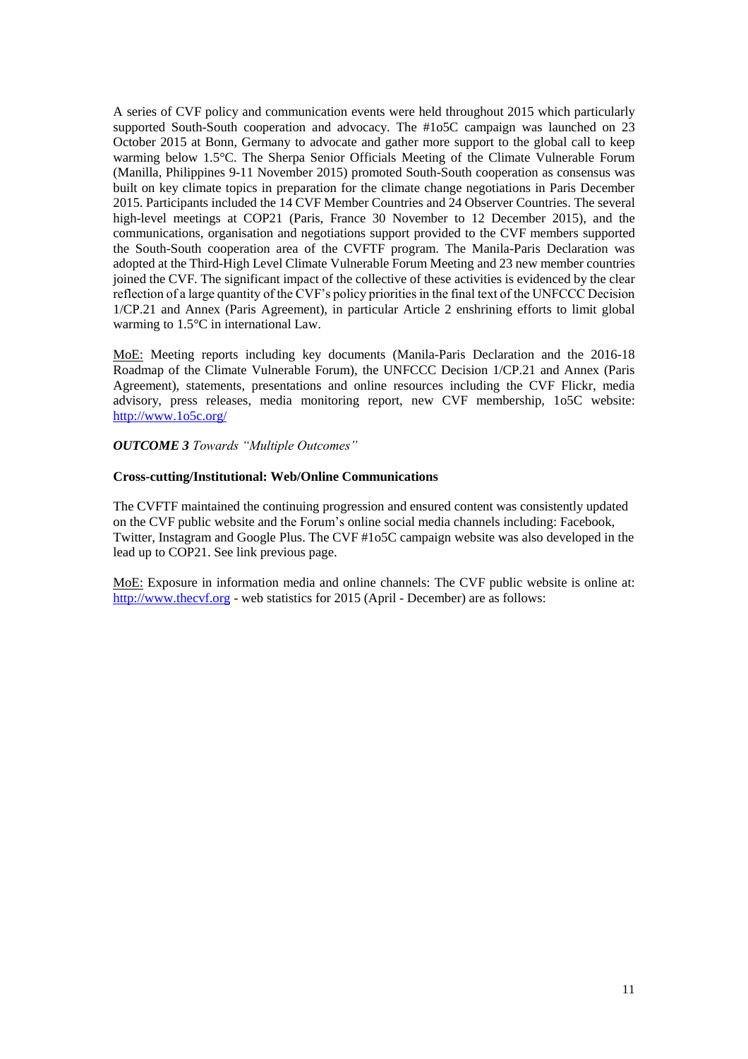A series of CVF policy and communication events were held throughout 2015 which particularly supported South-South cooperation and advocacy. The #1o5C campaign was launched on 23 October 2015 at Bonn, Germany to advocate and gather more support to the global call to keep warming below 1.5°C. The Sherpa Senior Officials Meeting of the Climate Vulnerable Forum (Manilla, Philippines 9-11 November 2015) promoted South-South cooperation as consensus was built on key climate topics in preparation for the climate change negotiations in Paris December 2015. Participants included the 14 CVF Member Countries and 24 Observer Countries. The several high-level meetings at COP21 (Paris, France 30 November to 12 December 2015), and the communications, organisation and negotiations support provided to the CVF members supported the South-South cooperation area of the CVFTF program. The Manila-Paris Declaration was adopted at the Third-High Level Climate Vulnerable Forum Meeting and 23 new member countries joined the CVF. The significant impact of the collective of these activities is evidenced by the clear reflection of a large quantity of the CVF's policy priorities in the final text of the UNFCCC Decision 1/CP.21 and Annex (Paris Agreement), in particular Article 2 enshrining efforts to limit global warming to 1.5°C in international Law.

MoE: Meeting reports including key documents (Manila-Paris Declaration and the 2016-18 Roadmap of the Climate Vulnerable Forum), the UNFCCC Decision 1/CP.21 and Annex (Paris Agreement), statements, presentations and online resources including the CVF Flickr, media advisory, press releases, media monitoring report, new CVF membership, 1o5C website: http://www.1o5c.org/

***OUTCOME 3*** *Towards "Multiple Outcomes"*

**Cross-cutting/Institutional: Web/Online Communications**

The CVFTF maintained the continuing progression and ensured content was consistently updated on the CVF public website and the Forum's online social media channels including: Facebook, Twitter, Instagram and Google Plus. The CVF #1o5C campaign website was also developed in the lead up to COP21. See link previous page.

MoE: Exposure in information media and online channels: The CVF public website is online at: http://www.thecvf.org - web statistics for 2015 (April - December) are as follows: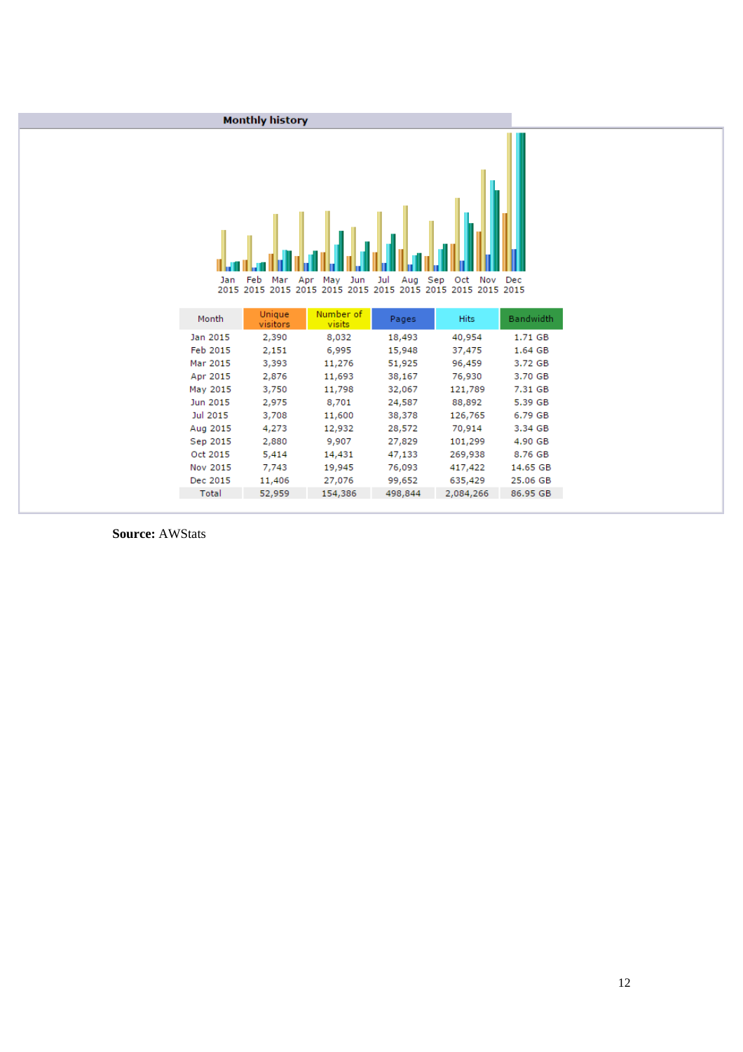**Monthly history**

| Month | Unique visitors | Number of visits | Pages | Hits | Bandwidth |
|---|---|---|---|---|---|
| Jan 2015 | 2,390 | 8,032 | 18,493 | 40,954 | 1.71 GB |
| Feb 2015 | 2,151 | 6,995 | 15,948 | 37,475 | 1.64 GB |
| Mar 2015 | 3,393 | 11,276 | 51,925 | 96,459 | 3.72 GB |
| Apr 2015 | 2,876 | 11,693 | 38,167 | 76,930 | 3.70 GB |
| May 2015 | 3,750 | 11,798 | 32,067 | 121,789 | 7.31 GB |
| Jun 2015 | 2,975 | 8,701 | 24,587 | 88,892 | 5.39 GB |
| Jul 2015 | 3,708 | 11,600 | 38,378 | 126,765 | 6.79 GB |
| Aug 2015 | 4,273 | 12,932 | 28,572 | 70,914 | 3.34 GB |
| Sep 2015 | 2,880 | 9,907 | 27,829 | 101,299 | 4.90 GB |
| Oct 2015 | 5,414 | 14,431 | 47,133 | 269,938 | 8.76 GB |
| Nov 2015 | 7,743 | 19,945 | 76,093 | 417,422 | 14.65 GB |
| Dec 2015 | 11,406 | 27,076 | 99,652 | 635,429 | 25.06 GB |
| Total | 52,959 | 154,386 | 498,844 | 2,084,266 | 86.95 GB |

**Source:** AWStats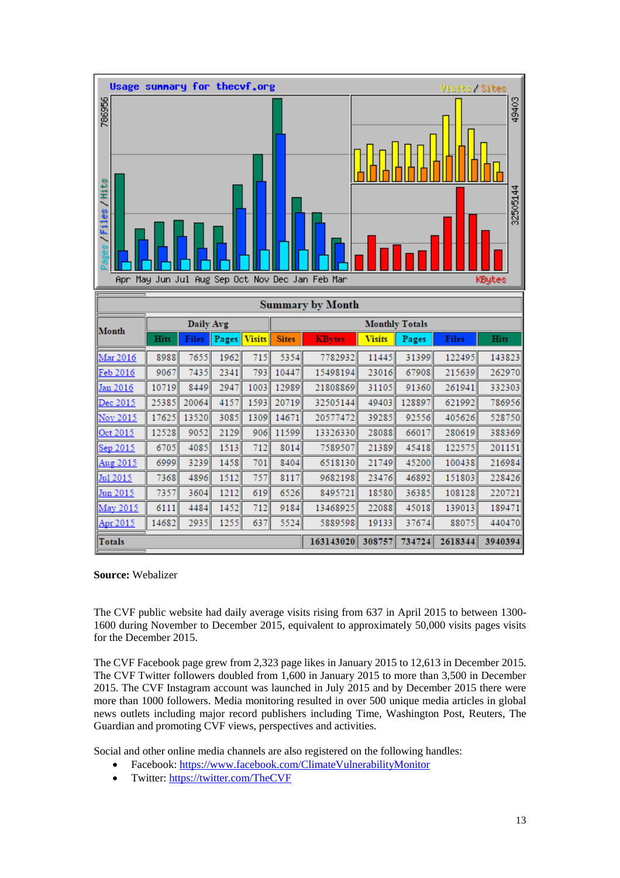Usage summary for thecvf.org

Visits / Sites

786956

Pages / Files / Hits

49403

3250144

Apr May Jun Jul Aug Sep Oct Nov Dec Jan Feb Mar

KBytes

| Summary by Month | | | | | | | | | | |
|---|---|---|---|---|---|---|---|---|---|---|
| Month | Daily Avg | | | | Monthly Totals | | | | | |
| | Hits | Files | Pages | Visits | Sites | KBytes | Visits | Pages | Files | Hits |
| Mar 2016 | 8988 | 7655 | 1962 | 715 | 5354 | 7782932 | 11445 | 31399 | 122495 | 143823 |
| Feb 2016 | 9067 | 7435 | 2341 | 793 | 10447 | 15498194 | 23016 | 67908 | 215639 | 262970 |
| Jan 2016 | 10719 | 8449 | 2947 | 1003 | 12989 | 21808869 | 31105 | 91360 | 261941 | 332303 |
| Dec 2015 | 25385 | 20064 | 4157 | 1593 | 20719 | 32505144 | 49403 | 128897 | 621992 | 786956 |
| Nov 2015 | 17625 | 13520 | 3085 | 1309 | 14671 | 20577472 | 39285 | 92556 | 405626 | 528750 |
| Oct 2015 | 12528 | 9052 | 2129 | 906 | 11599 | 13326330 | 28088 | 66017 | 280619 | 388369 |
| Sep 2015 | 6705 | 4085 | 1513 | 712 | 8014 | 7589507 | 21389 | 45418 | 122575 | 201151 |
| Aug 2015 | 6999 | 3239 | 1458 | 701 | 8404 | 6518130 | 21749 | 45200 | 100438 | 216984 |
| Jul 2015 | 7368 | 4896 | 1512 | 757 | 8117 | 9682198 | 23476 | 46892 | 151803 | 228426 |
| Jun 2015 | 7357 | 3604 | 1212 | 619 | 6526 | 8495721 | 18580 | 36385 | 108128 | 220721 |
| May 2015 | 6111 | 4484 | 1452 | 712 | 9184 | 13468925 | 22088 | 45018 | 139013 | 189471 |
| Apr 2015 | 14682 | 2935 | 1255 | 637 | 5524 | 5889598 | 19133 | 37674 | 88075 | 440470 |
| Totals | | | | | | 163143020 | 308757 | 734724 | 2618344 | 3940394 |

**Source:** Webalizer

The CVF public website had daily average visits rising from 637 in April 2015 to between 1300-1600 during November to December 2015, equivalent to approximately 50,000 visits pages visits for the December 2015.

The CVF Facebook page grew from 2,323 page likes in January 2015 to 12,613 in December 2015. The CVF Twitter followers doubled from 1,600 in January 2015 to more than 3,500 in December 2015. The CVF Instagram account was launched in July 2015 and by December 2015 there were more than 1000 followers. Media monitoring resulted in over 500 unique media articles in global news outlets including major record publishers including Time, Washington Post, Reuters, The Guardian and promoting CVF views, perspectives and activities.

Social and other online media channels are also registered on the following handles:

- Facebook: https://www.facebook.com/ClimateVulnerabilityMonitor
- Twitter: https://twitter.com/TheCVF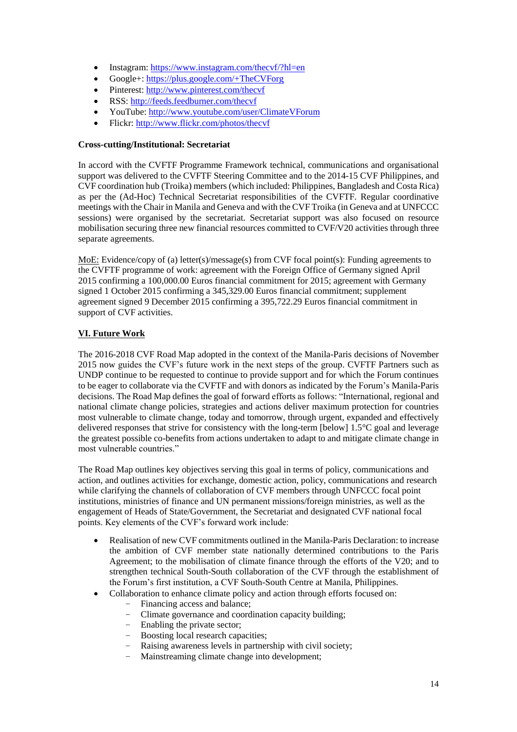- Instagram: https://www.instagram.com/thecvf/?hl=en
- Google+: https://plus.google.com/+TheCVForg
- Pinterest: http://www.pinterest.com/thecvf
- RSS: http://feeds.feedburner.com/thecvf
- YouTube: http://www.youtube.com/user/ClimateVForum
- Flickr: http://www.flickr.com/photos/thecvf

**Cross-cutting/Institutional: Secretariat**

In accord with the CVFTF Programme Framework technical, communications and organisational support was delivered to the CVFTF Steering Committee and to the 2014-15 CVF Philippines, and CVF coordination hub (Troika) members (which included: Philippines, Bangladesh and Costa Rica) as per the (Ad-Hoc) Technical Secretariat responsibilities of the CVFTF. Regular coordinative meetings with the Chair in Manila and Geneva and with the CVF Troika (in Geneva and at UNFCCC sessions) were organised by the secretariat. Secretariat support was also focused on resource mobilisation securing three new financial resources committed to CVF/V20 activities through three separate agreements.

MoE: Evidence/copy of (a) letter(s)/message(s) from CVF focal point(s): Funding agreements to the CVFTF programme of work: agreement with the Foreign Office of Germany signed April 2015 confirming a 100,000.00 Euros financial commitment for 2015; agreement with Germany signed 1 October 2015 confirming a 345,329.00 Euros financial commitment; supplement agreement signed 9 December 2015 confirming a 395,722.29 Euros financial commitment in support of CVF activities.

## VI. Future Work

The 2016-2018 CVF Road Map adopted in the context of the Manila-Paris decisions of November 2015 now guides the CVF's future work in the next steps of the group. CVFTF Partners such as UNDP continue to be requested to continue to provide support and for which the Forum continues to be eager to collaborate via the CVFTF and with donors as indicated by the Forum's Manila-Paris decisions. The Road Map defines the goal of forward efforts as follows: "International, regional and national climate change policies, strategies and actions deliver maximum protection for countries most vulnerable to climate change, today and tomorrow, through urgent, expanded and effectively delivered responses that strive for consistency with the long-term [below] 1.5°C goal and leverage the greatest possible co-benefits from actions undertaken to adapt to and mitigate climate change in most vulnerable countries."

The Road Map outlines key objectives serving this goal in terms of policy, communications and action, and outlines activities for exchange, domestic action, policy, communications and research while clarifying the channels of collaboration of CVF members through UNFCCC focal point institutions, ministries of finance and UN permanent missions/foreign ministries, as well as the engagement of Heads of State/Government, the Secretariat and designated CVF national focal points. Key elements of the CVF's forward work include:

- Realisation of new CVF commitments outlined in the Manila-Paris Declaration: to increase the ambition of CVF member state nationally determined contributions to the Paris Agreement; to the mobilisation of climate finance through the efforts of the V20; and to strengthen technical South-South collaboration of the CVF through the establishment of the Forum's first institution, a CVF South-South Centre at Manila, Philippines.
- Collaboration to enhance climate policy and action through efforts focused on:
  - Financing access and balance;
  - Climate governance and coordination capacity building;
  - Enabling the private sector;
  - Boosting local research capacities;
  - Raising awareness levels in partnership with civil society;
  - Mainstreaming climate change into development;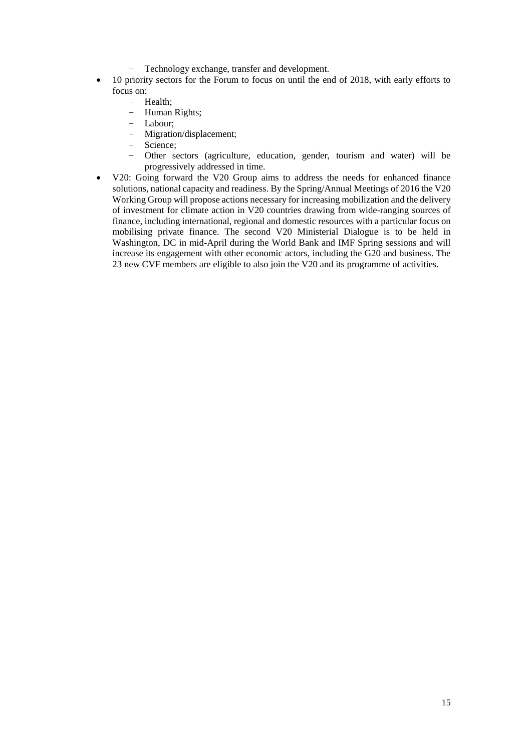- Technology exchange, transfer and development.
- 10 priority sectors for the Forum to focus on until the end of 2018, with early efforts to focus on:
  - Health;
  - Human Rights;
  - Labour;
  - Migration/displacement;
  - Science;
  - Other sectors (agriculture, education, gender, tourism and water) will be progressively addressed in time.
- V20: Going forward the V20 Group aims to address the needs for enhanced finance solutions, national capacity and readiness. By the Spring/Annual Meetings of 2016 the V20 Working Group will propose actions necessary for increasing mobilization and the delivery of investment for climate action in V20 countries drawing from wide-ranging sources of finance, including international, regional and domestic resources with a particular focus on mobilising private finance. The second V20 Ministerial Dialogue is to be held in Washington, DC in mid-April during the World Bank and IMF Spring sessions and will increase its engagement with other economic actors, including the G20 and business. The 23 new CVF members are eligible to also join the V20 and its programme of activities.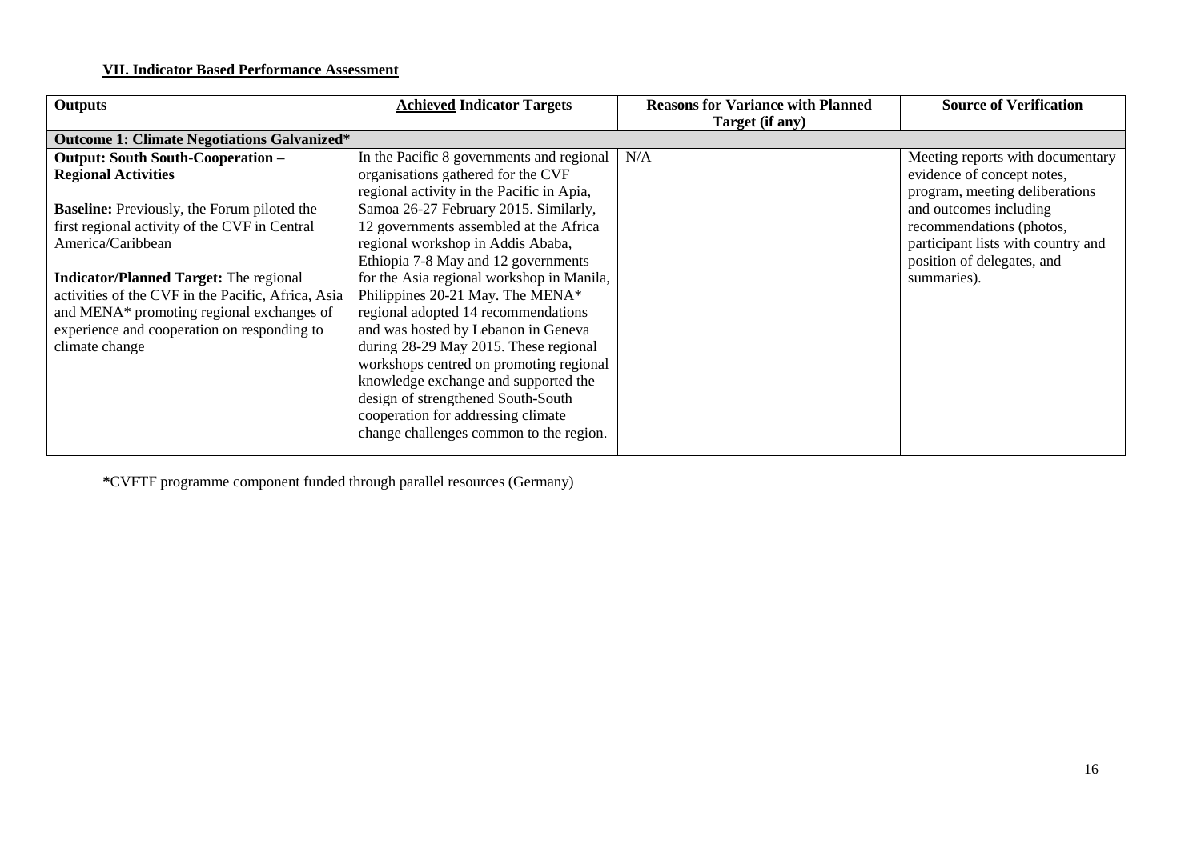**VII. Indicator Based Performance Assessment**

| **Outputs** | **Achieved Indicator Targets** | **Reasons for Variance with Planned Target (if any)** | **Source of Verification** |
|---|---|---|---|
| **Outcome 1: Climate Negotiations Galvanized*** | | | |
| **Output: South South-Cooperation – Regional Activities**<br><br>**Baseline:** Previously, the Forum piloted the first regional activity of the CVF in Central America/Caribbean<br><br>**Indicator/Planned Target:** The regional activities of the CVF in the Pacific, Africa, Asia and MENA* promoting regional exchanges of experience and cooperation on responding to climate change | In the Pacific 8 governments and regional organisations gathered for the CVF regional activity in the Pacific in Apia, Samoa 26-27 February 2015. Similarly, 12 governments assembled at the Africa regional workshop in Addis Ababa, Ethiopia 7-8 May and 12 governments for the Asia regional workshop in Manila, Philippines 20-21 May. The MENA* regional adopted 14 recommendations and was hosted by Lebanon in Geneva during 28-29 May 2015. These regional workshops centred on promoting regional knowledge exchange and supported the design of strengthened South-South cooperation for addressing climate change challenges common to the region. | N/A | Meeting reports with documentary evidence of concept notes, program, meeting deliberations and outcomes including recommendations (photos, participant lists with country and position of delegates, and summaries). |

***CVFTF programme component funded through parallel resources (Germany)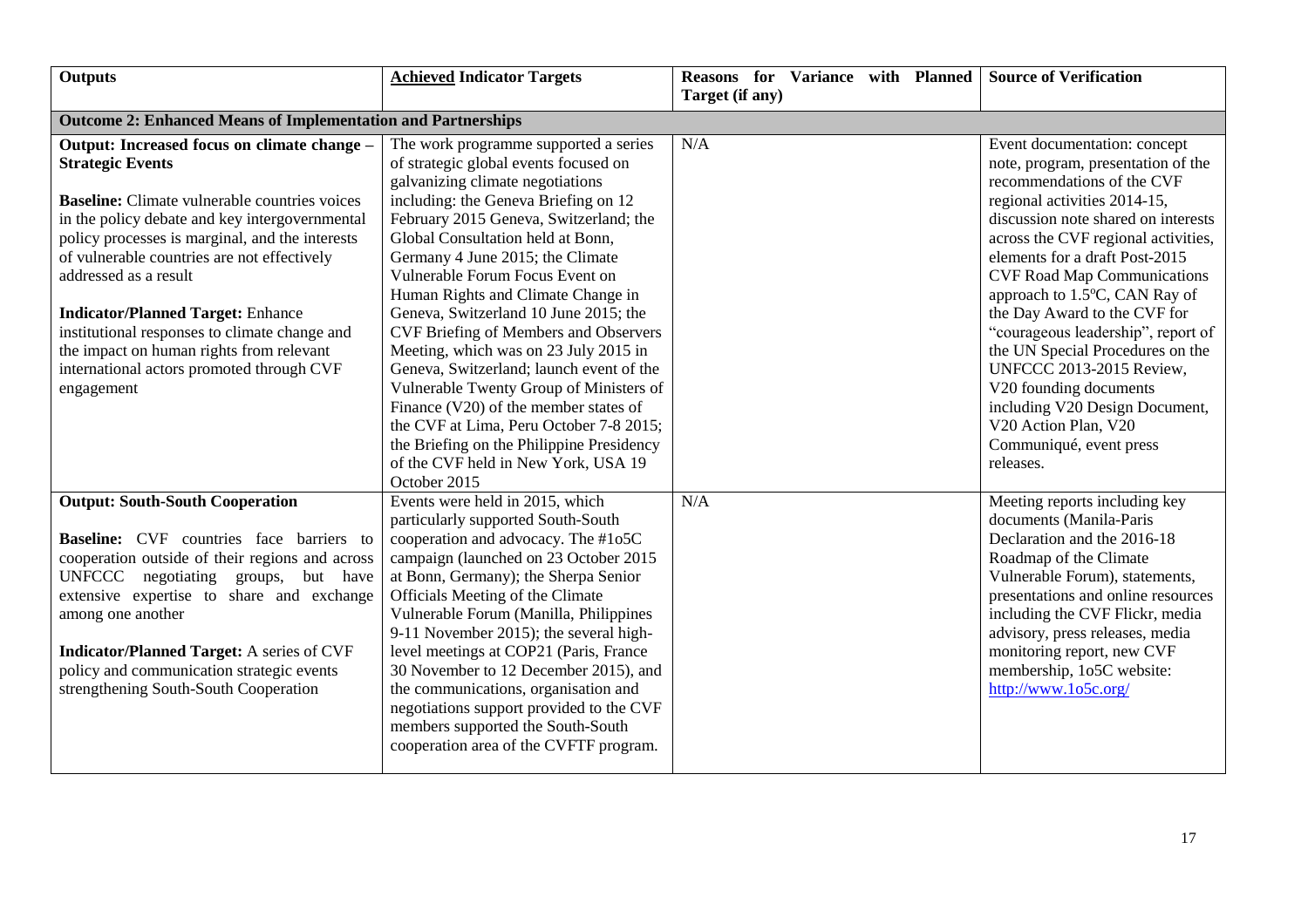| Outputs | **Achieved** Indicator Targets | Reasons for Variance with Planned Target (if any) | Source of Verification |
|---|---|---|---|
| **Outcome 2: Enhanced Means of Implementation and Partnerships** | | | |
| **Output: Increased focus on climate change – Strategic Events**<br><br>**Baseline:** Climate vulnerable countries voices in the policy debate and key intergovernmental policy processes is marginal, and the interests of vulnerable countries are not effectively addressed as a result<br><br>**Indicator/Planned Target:** Enhance institutional responses to climate change and the impact on human rights from relevant international actors promoted through CVF engagement | The work programme supported a series of strategic global events focused on galvanizing climate negotiations including: the Geneva Briefing on 12 February 2015 Geneva, Switzerland; the Global Consultation held at Bonn, Germany 4 June 2015; the Climate Vulnerable Forum Focus Event on Human Rights and Climate Change in Geneva, Switzerland 10 June 2015; the CVF Briefing of Members and Observers Meeting, which was on 23 July 2015 in Geneva, Switzerland; launch event of the Vulnerable Twenty Group of Ministers of Finance (V20) of the member states of the CVF at Lima, Peru October 7-8 2015; the Briefing on the Philippine Presidency of the CVF held in New York, USA 19 October 2015 | N/A | Event documentation: concept note, program, presentation of the recommendations of the CVF regional activities 2014-15, discussion note shared on interests across the CVF regional activities, elements for a draft Post-2015 CVF Road Map Communications approach to 1.5ºC, CAN Ray of the Day Award to the CVF for "courageous leadership", report of the UN Special Procedures on the UNFCCC 2013-2015 Review, V20 founding documents including V20 Design Document, V20 Action Plan, V20 Communiqué, event press releases. |
| **Output: South-South Cooperation**<br><br>**Baseline:** CVF countries face barriers to cooperation outside of their regions and across UNFCCC negotiating groups, but have extensive expertise to share and exchange among one another<br><br>**Indicator/Planned Target:** A series of CVF policy and communication strategic events strengthening South-South Cooperation | Events were held in 2015, which particularly supported South-South cooperation and advocacy. The #1o5C campaign (launched on 23 October 2015 at Bonn, Germany); the Sherpa Senior Officials Meeting of the Climate Vulnerable Forum (Manilla, Philippines 9-11 November 2015); the several high-level meetings at COP21 (Paris, France 30 November to 12 December 2015), and the communications, organisation and negotiations support provided to the CVF members supported the South-South cooperation area of the CVFTF program. | N/A | Meeting reports including key documents (Manila-Paris Declaration and the 2016-18 Roadmap of the Climate Vulnerable Forum), statements, presentations and online resources including the CVF Flickr, media advisory, press releases, media monitoring report, new CVF membership, 1o5C website: http://www.1o5c.org/ |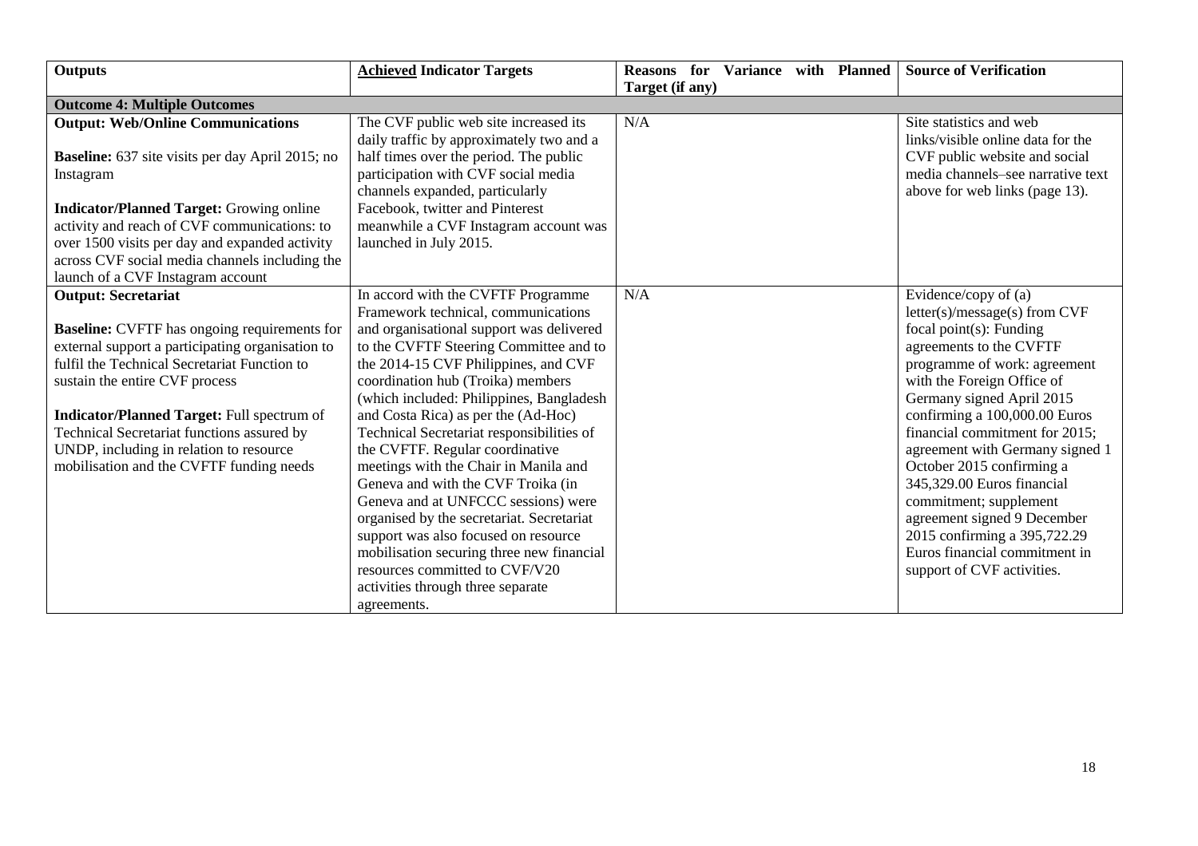| Outputs | **Achieved** Indicator Targets | Reasons for Variance with Planned Target (if any) | Source of Verification |
|---|---|---|---|
| **Outcome 4: Multiple Outcomes** | | | |
| **Output: Web/Online Communications**<br><br>**Baseline:** 637 site visits per day April 2015; no Instagram<br><br>**Indicator/Planned Target:** Growing online activity and reach of CVF communications: to over 1500 visits per day and expanded activity across CVF social media channels including the launch of a CVF Instagram account | The CVF public web site increased its daily traffic by approximately two and a half times over the period. The public participation with CVF social media channels expanded, particularly Facebook, twitter and Pinterest meanwhile a CVF Instagram account was launched in July 2015. | N/A | Site statistics and web links/visible online data for the CVF public website and social media channels–see narrative text above for web links (page 13). |
| **Output: Secretariat**<br><br>**Baseline:** CVFTF has ongoing requirements for external support a participating organisation to fulfil the Technical Secretariat Function to sustain the entire CVF process<br><br>**Indicator/Planned Target:** Full spectrum of Technical Secretariat functions assured by UNDP, including in relation to resource mobilisation and the CVFTF funding needs | In accord with the CVFTF Programme Framework technical, communications and organisational support was delivered to the CVFTF Steering Committee and to the 2014-15 CVF Philippines, and CVF coordination hub (Troika) members (which included: Philippines, Bangladesh and Costa Rica) as per the (Ad-Hoc) Technical Secretariat responsibilities of the CVFTF. Regular coordinative meetings with the Chair in Manila and Geneva and with the CVF Troika (in Geneva and at UNFCCC sessions) were organised by the secretariat. Secretariat support was also focused on resource mobilisation securing three new financial resources committed to CVF/V20 activities through three separate agreements. | N/A | Evidence/copy of (a) letter(s)/message(s) from CVF focal point(s): Funding agreements to the CVFTF programme of work: agreement with the Foreign Office of Germany signed April 2015 confirming a 100,000.00 Euros financial commitment for 2015; agreement with Germany signed 1 October 2015 confirming a 345,329.00 Euros financial commitment; supplement agreement signed 9 December 2015 confirming a 395,722.29 Euros financial commitment in support of CVF activities. |